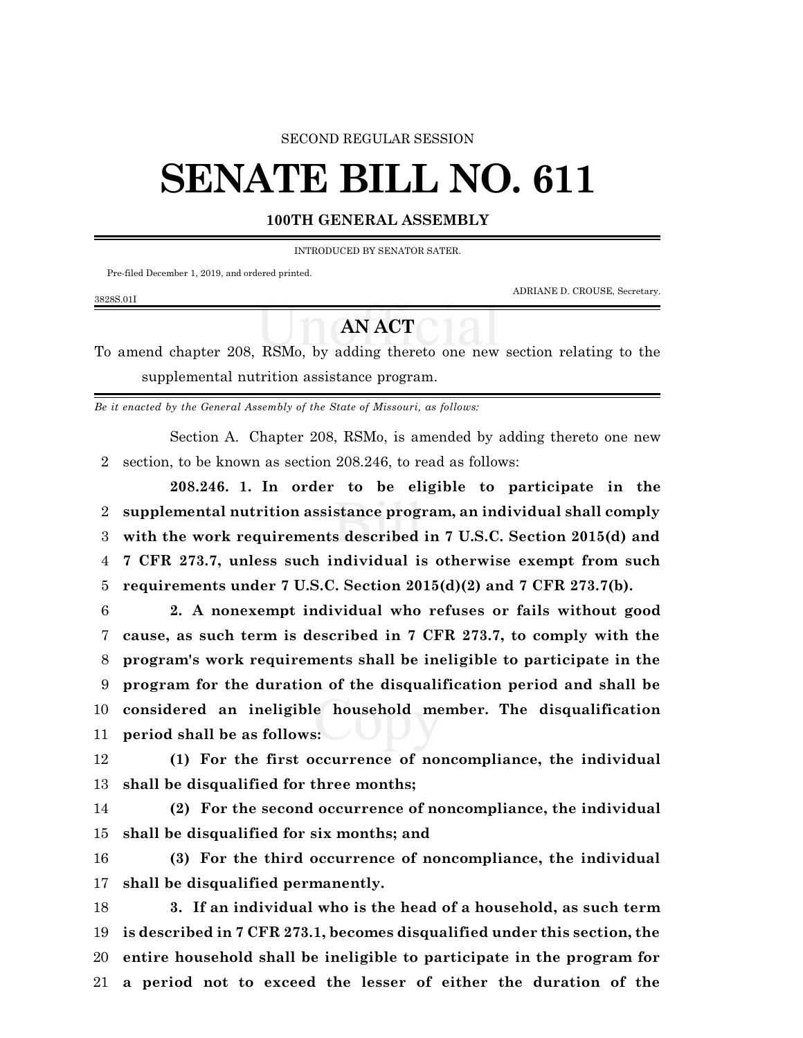SECOND REGULAR SESSION

# SENATE BILL NO. 611

**100TH GENERAL ASSEMBLY**

INTRODUCED BY SENATOR SATER.

Pre-filed December 1, 2019, and ordered printed.

ADRIANE D. CROUSE, Secretary.

3828S.01I

## AN ACT

To amend chapter 208, RSMo, by adding thereto one new section relating to the supplemental nutrition assistance program.

*Be it enacted by the General Assembly of the State of Missouri, as follows:*

Section A. Chapter 208, RSMo, is amended by adding thereto one new section, to be known as section 208.246, to read as follows:

**208.246. 1. In order to be eligible to participate in the supplemental nutrition assistance program, an individual shall comply with the work requirements described in 7 U.S.C. Section 2015(d) and 7 CFR 273.7, unless such individual is otherwise exempt from such requirements under 7 U.S.C. Section 2015(d)(2) and 7 CFR 273.7(b).**

**2. A nonexempt individual who refuses or fails without good cause, as such term is described in 7 CFR 273.7, to comply with the program's work requirements shall be ineligible to participate in the program for the duration of the disqualification period and shall be considered an ineligible household member. The disqualification period shall be as follows:**

**(1) For the first occurrence of noncompliance, the individual shall be disqualified for three months;**

**(2) For the second occurrence of noncompliance, the individual shall be disqualified for six months; and**

**(3) For the third occurrence of noncompliance, the individual shall be disqualified permanently.**

**3. If an individual who is the head of a household, as such term is described in 7 CFR 273.1, becomes disqualified under this section, the entire household shall be ineligible to participate in the program for a period not to exceed the lesser of either the duration of the**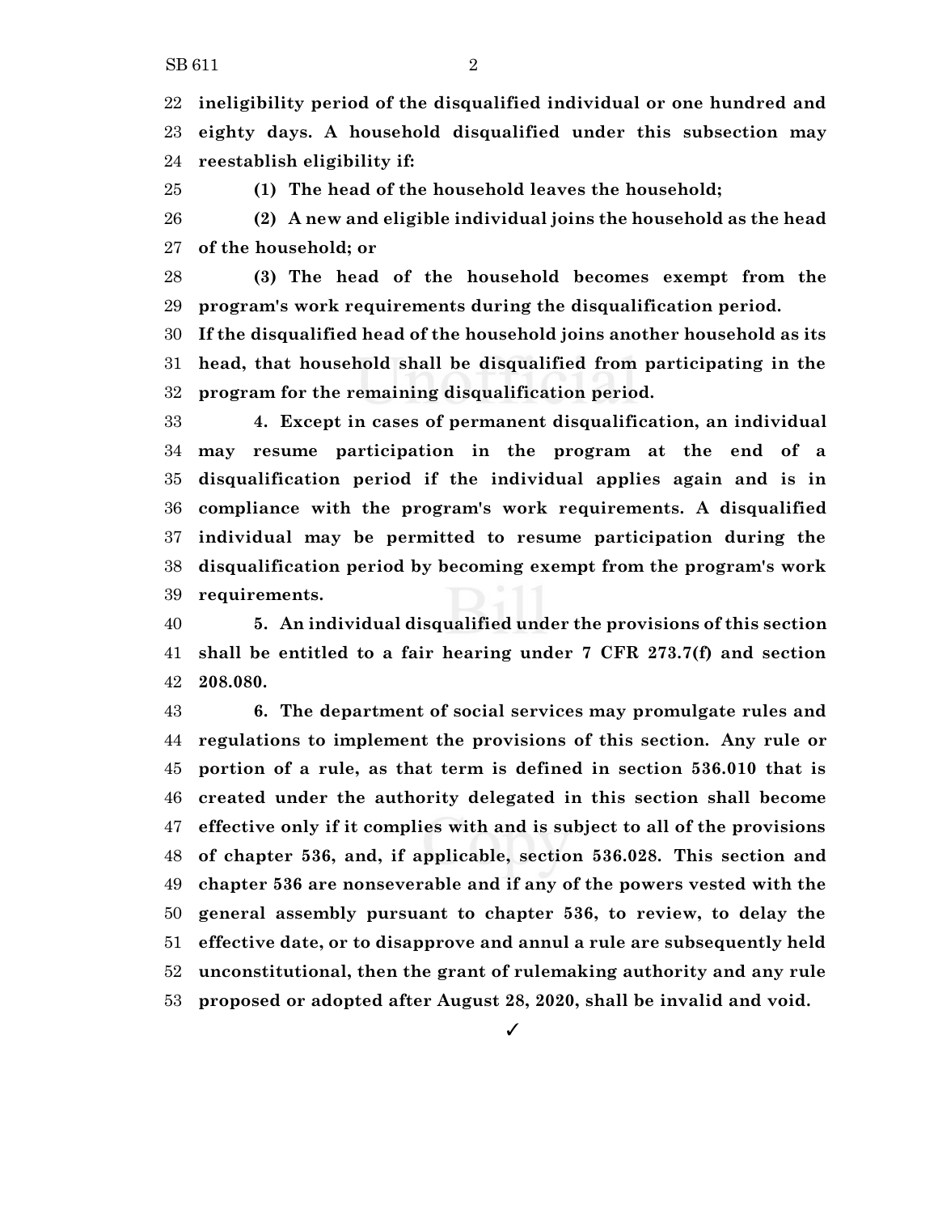**ineligibility period of the disqualified individual or one hundred and eighty days. A household disqualified under this subsection may reestablish eligibility if:**

**(1) The head of the household leaves the household;**

**(2) A new and eligible individual joins the household as the head of the household; or**

**(3) The head of the household becomes exempt from the program's work requirements during the disqualification period.**

**If the disqualified head of the household joins another household as its head, that household shall be disqualified from participating in the program for the remaining disqualification period.**

**4. Except in cases of permanent disqualification, an individual may resume participation in the program at the end of a disqualification period if the individual applies again and is in compliance with the program's work requirements. A disqualified individual may be permitted to resume participation during the disqualification period by becoming exempt from the program's work requirements.**

**5. An individual disqualified under the provisions of this section shall be entitled to a fair hearing under 7 CFR 273.7(f) and section 208.080.**

**6. The department of social services may promulgate rules and regulations to implement the provisions of this section. Any rule or portion of a rule, as that term is defined in section 536.010 that is created under the authority delegated in this section shall become effective only if it complies with and is subject to all of the provisions of chapter 536, and, if applicable, section 536.028. This section and chapter 536 are nonseverable and if any of the powers vested with the general assembly pursuant to chapter 536, to review, to delay the effective date, or to disapprove and annul a rule are subsequently held unconstitutional, then the grant of rulemaking authority and any rule proposed or adopted after August 28, 2020, shall be invalid and void.**

✓